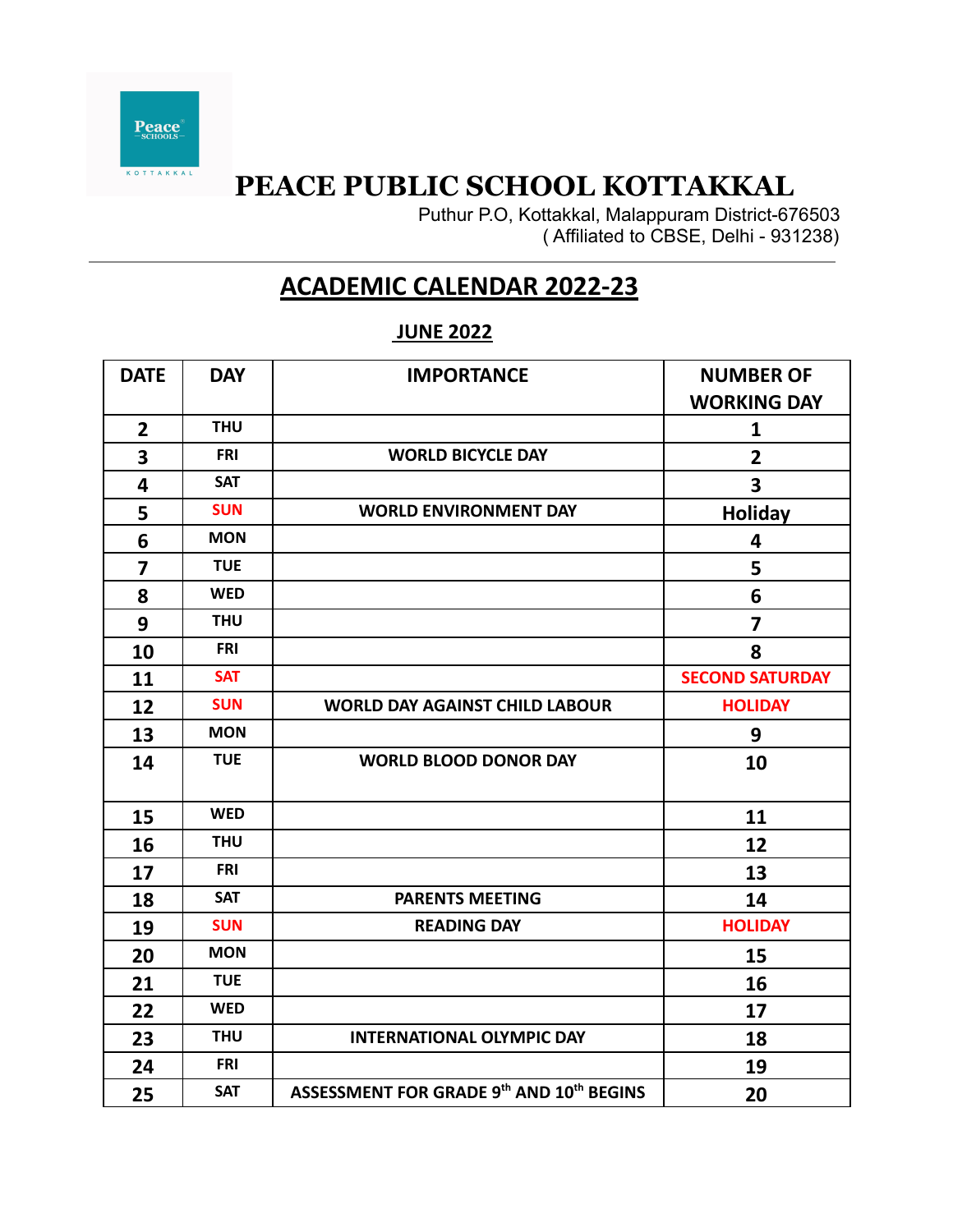# PEACE PUBLIC SCHOOL KOTTAKKAL

Puthur P.O, Kottakkal, Malappuram District-676503
( Affiliated to CBSE, Delhi - 931238)

## ACADEMIC CALENDAR 2022-23

### JUNE 2022

| DATE | DAY | IMPORTANCE | NUMBER OF WORKING DAY |
|---|---|---|---|
| 2 | THU | | 1 |
| 3 | FRI | WORLD BICYCLE DAY | 2 |
| 4 | SAT | | 3 |
| 5 | SUN | WORLD ENVIRONMENT DAY | Holiday |
| 6 | MON | | 4 |
| 7 | TUE | | 5 |
| 8 | WED | | 6 |
| 9 | THU | | 7 |
| 10 | FRI | | 8 |
| 11 | SAT | | SECOND SATURDAY |
| 12 | SUN | WORLD DAY AGAINST CHILD LABOUR | HOLIDAY |
| 13 | MON | | 9 |
| 14 | TUE | WORLD BLOOD DONOR DAY | 10 |
| 15 | WED | | 11 |
| 16 | THU | | 12 |
| 17 | FRI | | 13 |
| 18 | SAT | PARENTS MEETING | 14 |
| 19 | SUN | READING DAY | HOLIDAY |
| 20 | MON | | 15 |
| 21 | TUE | | 16 |
| 22 | WED | | 17 |
| 23 | THU | INTERNATIONAL OLYMPIC DAY | 18 |
| 24 | FRI | | 19 |
| 25 | SAT | ASSESSMENT FOR GRADE 9th AND 10th BEGINS | 20 |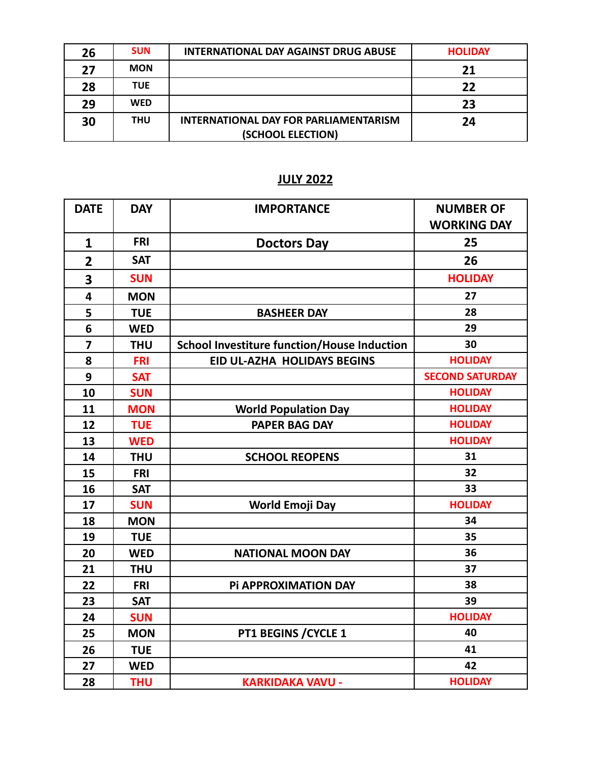| 26 | SUN | INTERNATIONAL DAY AGAINST DRUG ABUSE | HOLIDAY |
|---|---|---|---|
| 27 | MON | | 21 |
| 28 | TUE | | 22 |
| 29 | WED | | 23 |
| 30 | THU | INTERNATIONAL DAY FOR PARLIAMENTARISM (SCHOOL ELECTION) | 24 |

## JULY 2022

| DATE | DAY | IMPORTANCE | NUMBER OF WORKING DAY |
|---|---|---|---|
| 1 | FRI | Doctors Day | 25 |
| 2 | SAT | | 26 |
| 3 | SUN | | HOLIDAY |
| 4 | MON | | 27 |
| 5 | TUE | BASHEER DAY | 28 |
| 6 | WED | | 29 |
| 7 | THU | School Investiture function/House Induction | 30 |
| 8 | FRI | EID UL-AZHA HOLIDAYS BEGINS | HOLIDAY |
| 9 | SAT | | SECOND SATURDAY |
| 10 | SUN | | HOLIDAY |
| 11 | MON | World Population Day | HOLIDAY |
| 12 | TUE | PAPER BAG DAY | HOLIDAY |
| 13 | WED | | HOLIDAY |
| 14 | THU | SCHOOL REOPENS | 31 |
| 15 | FRI | | 32 |
| 16 | SAT | | 33 |
| 17 | SUN | World Emoji Day | HOLIDAY |
| 18 | MON | | 34 |
| 19 | TUE | | 35 |
| 20 | WED | NATIONAL MOON DAY | 36 |
| 21 | THU | | 37 |
| 22 | FRI | Pi APPROXIMATION DAY | 38 |
| 23 | SAT | | 39 |
| 24 | SUN | | HOLIDAY |
| 25 | MON | PT1 BEGINS /CYCLE 1 | 40 |
| 26 | TUE | | 41 |
| 27 | WED | | 42 |
| 28 | THU | KARKIDAKA VAVU - | HOLIDAY |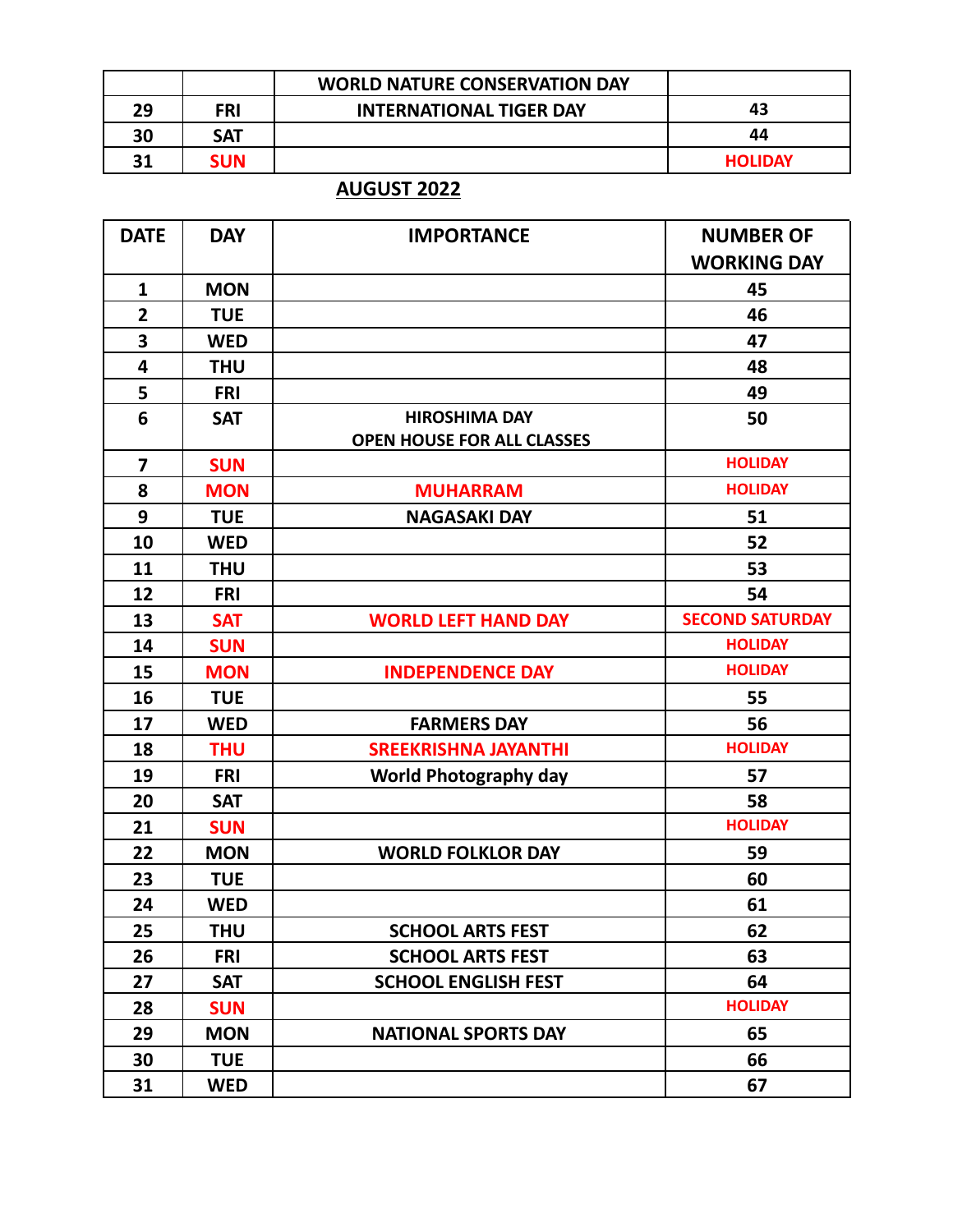| | | WORLD NATURE CONSERVATION DAY | |
|---|---|---|---|
| 29 | FRI | INTERNATIONAL TIGER DAY | 43 |
| 30 | SAT | | 44 |
| 31 | SUN | | HOLIDAY |

## AUGUST 2022

| DATE | DAY | IMPORTANCE | NUMBER OF WORKING DAY |
|---|---|---|---|
| 1 | MON | | 45 |
| 2 | TUE | | 46 |
| 3 | WED | | 47 |
| 4 | THU | | 48 |
| 5 | FRI | | 49 |
| 6 | SAT | HIROSHIMA DAY<br>OPEN HOUSE FOR ALL CLASSES | 50 |
| 7 | SUN | | HOLIDAY |
| 8 | MON | MUHARRAM | HOLIDAY |
| 9 | TUE | NAGASAKI DAY | 51 |
| 10 | WED | | 52 |
| 11 | THU | | 53 |
| 12 | FRI | | 54 |
| 13 | SAT | WORLD LEFT HAND DAY | SECOND SATURDAY |
| 14 | SUN | | HOLIDAY |
| 15 | MON | INDEPENDENCE DAY | HOLIDAY |
| 16 | TUE | | 55 |
| 17 | WED | FARMERS DAY | 56 |
| 18 | THU | SREEKRISHNA JAYANTHI | HOLIDAY |
| 19 | FRI | World Photography day | 57 |
| 20 | SAT | | 58 |
| 21 | SUN | | HOLIDAY |
| 22 | MON | WORLD FOLKLOR DAY | 59 |
| 23 | TUE | | 60 |
| 24 | WED | | 61 |
| 25 | THU | SCHOOL ARTS FEST | 62 |
| 26 | FRI | SCHOOL ARTS FEST | 63 |
| 27 | SAT | SCHOOL ENGLISH FEST | 64 |
| 28 | SUN | | HOLIDAY |
| 29 | MON | NATIONAL SPORTS DAY | 65 |
| 30 | TUE | | 66 |
| 31 | WED | | 67 |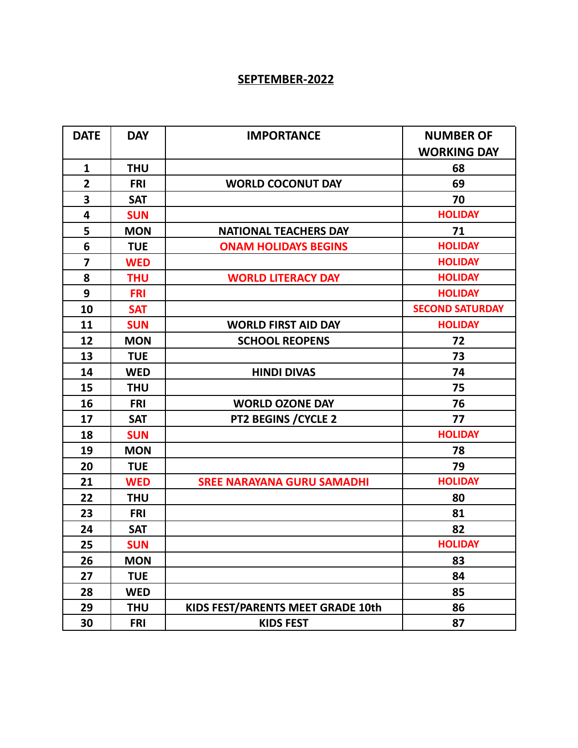# SEPTEMBER-2022

| DATE | DAY | IMPORTANCE | NUMBER OF WORKING DAY |
|---|---|---|---|
| 1 | THU | | 68 |
| 2 | FRI | WORLD COCONUT DAY | 69 |
| 3 | SAT | | 70 |
| 4 | SUN | | HOLIDAY |
| 5 | MON | NATIONAL TEACHERS DAY | 71 |
| 6 | TUE | ONAM HOLIDAYS BEGINS | HOLIDAY |
| 7 | WED | | HOLIDAY |
| 8 | THU | WORLD LITERACY DAY | HOLIDAY |
| 9 | FRI | | HOLIDAY |
| 10 | SAT | | SECOND SATURDAY |
| 11 | SUN | WORLD FIRST AID DAY | HOLIDAY |
| 12 | MON | SCHOOL REOPENS | 72 |
| 13 | TUE | | 73 |
| 14 | WED | HINDI DIVAS | 74 |
| 15 | THU | | 75 |
| 16 | FRI | WORLD OZONE DAY | 76 |
| 17 | SAT | PT2 BEGINS /CYCLE 2 | 77 |
| 18 | SUN | | HOLIDAY |
| 19 | MON | | 78 |
| 20 | TUE | | 79 |
| 21 | WED | SREE NARAYANA GURU SAMADHI | HOLIDAY |
| 22 | THU | | 80 |
| 23 | FRI | | 81 |
| 24 | SAT | | 82 |
| 25 | SUN | | HOLIDAY |
| 26 | MON | | 83 |
| 27 | TUE | | 84 |
| 28 | WED | | 85 |
| 29 | THU | KIDS FEST/PARENTS MEET GRADE 10th | 86 |
| 30 | FRI | KIDS FEST | 87 |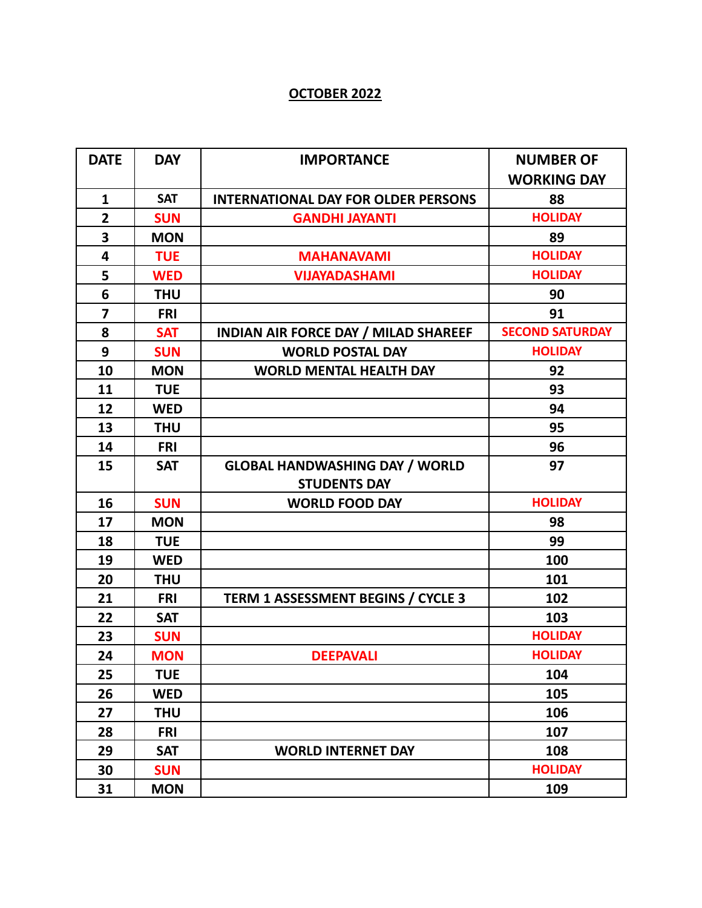**<u>OCTOBER 2022</u>**

| DATE | DAY | IMPORTANCE | NUMBER OF WORKING DAY |
|---|---|---|---|
| 1 | SAT | INTERNATIONAL DAY FOR OLDER PERSONS | 88 |
| 2 | SUN | GANDHI JAYANTI | HOLIDAY |
| 3 | MON | | 89 |
| 4 | TUE | MAHANAVAMI | HOLIDAY |
| 5 | WED | VIJAYADASHAMI | HOLIDAY |
| 6 | THU | | 90 |
| 7 | FRI | | 91 |
| 8 | SAT | INDIAN AIR FORCE DAY / MILAD SHAREEF | SECOND SATURDAY |
| 9 | SUN | WORLD POSTAL DAY | HOLIDAY |
| 10 | MON | WORLD MENTAL HEALTH DAY | 92 |
| 11 | TUE | | 93 |
| 12 | WED | | 94 |
| 13 | THU | | 95 |
| 14 | FRI | | 96 |
| 15 | SAT | GLOBAL HANDWASHING DAY / WORLD STUDENTS DAY | 97 |
| 16 | SUN | WORLD FOOD DAY | HOLIDAY |
| 17 | MON | | 98 |
| 18 | TUE | | 99 |
| 19 | WED | | 100 |
| 20 | THU | | 101 |
| 21 | FRI | TERM 1 ASSESSMENT BEGINS / CYCLE 3 | 102 |
| 22 | SAT | | 103 |
| 23 | SUN | | HOLIDAY |
| 24 | MON | DEEPAVALI | HOLIDAY |
| 25 | TUE | | 104 |
| 26 | WED | | 105 |
| 27 | THU | | 106 |
| 28 | FRI | | 107 |
| 29 | SAT | WORLD INTERNET DAY | 108 |
| 30 | SUN | | HOLIDAY |
| 31 | MON | | 109 |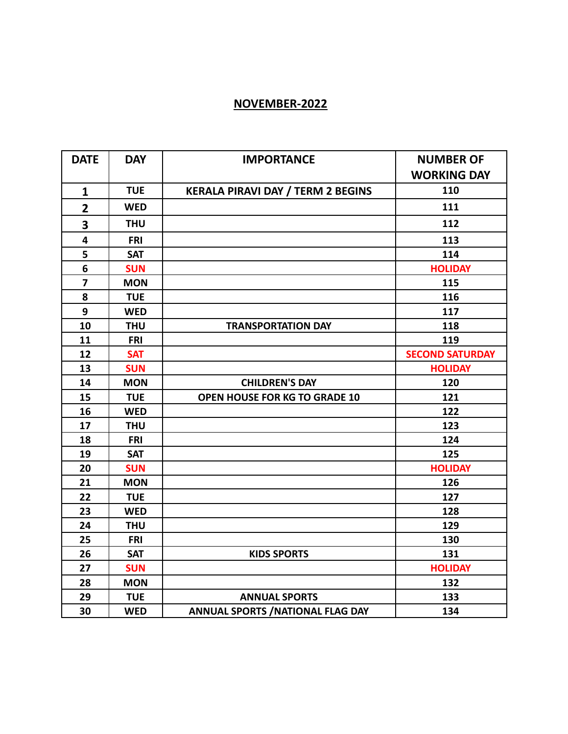# NOVEMBER-2022

| DATE | DAY | IMPORTANCE | NUMBER OF WORKING DAY |
|---|---|---|---|
| 1 | TUE | KERALA PIRAVI DAY / TERM 2 BEGINS | 110 |
| 2 | WED | | 111 |
| 3 | THU | | 112 |
| 4 | FRI | | 113 |
| 5 | SAT | | 114 |
| 6 | SUN | | HOLIDAY |
| 7 | MON | | 115 |
| 8 | TUE | | 116 |
| 9 | WED | | 117 |
| 10 | THU | TRANSPORTATION DAY | 118 |
| 11 | FRI | | 119 |
| 12 | SAT | | SECOND SATURDAY |
| 13 | SUN | | HOLIDAY |
| 14 | MON | CHILDREN'S DAY | 120 |
| 15 | TUE | OPEN HOUSE FOR KG TO GRADE 10 | 121 |
| 16 | WED | | 122 |
| 17 | THU | | 123 |
| 18 | FRI | | 124 |
| 19 | SAT | | 125 |
| 20 | SUN | | HOLIDAY |
| 21 | MON | | 126 |
| 22 | TUE | | 127 |
| 23 | WED | | 128 |
| 24 | THU | | 129 |
| 25 | FRI | | 130 |
| 26 | SAT | KIDS SPORTS | 131 |
| 27 | SUN | | HOLIDAY |
| 28 | MON | | 132 |
| 29 | TUE | ANNUAL SPORTS | 133 |
| 30 | WED | ANNUAL SPORTS /NATIONAL FLAG DAY | 134 |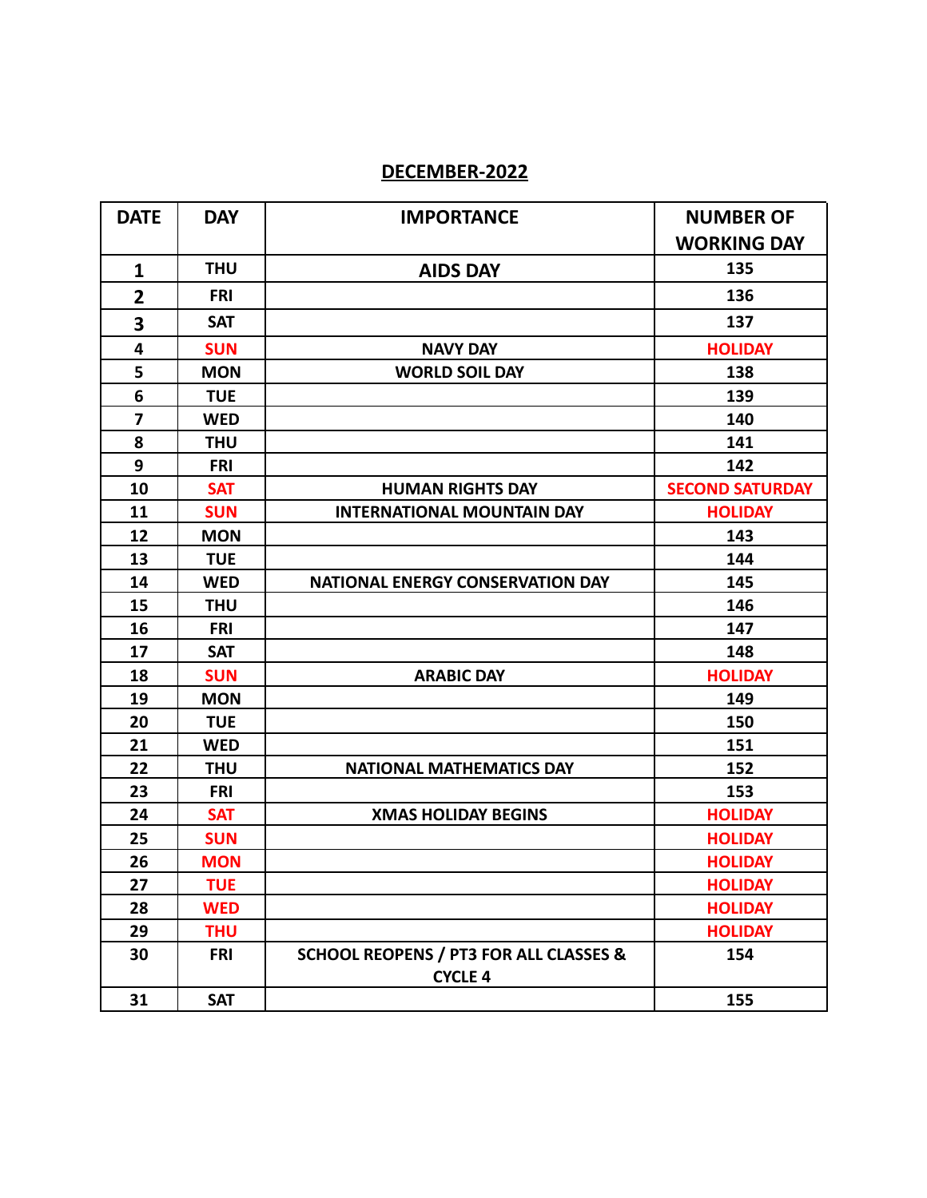## DECEMBER-2022

| DATE | DAY | IMPORTANCE | NUMBER OF WORKING DAY |
|---|---|---|---|
| 1 | THU | AIDS DAY | 135 |
| 2 | FRI | | 136 |
| 3 | SAT | | 137 |
| 4 | SUN | NAVY DAY | HOLIDAY |
| 5 | MON | WORLD SOIL DAY | 138 |
| 6 | TUE | | 139 |
| 7 | WED | | 140 |
| 8 | THU | | 141 |
| 9 | FRI | | 142 |
| 10 | SAT | HUMAN RIGHTS DAY | SECOND SATURDAY |
| 11 | SUN | INTERNATIONAL MOUNTAIN DAY | HOLIDAY |
| 12 | MON | | 143 |
| 13 | TUE | | 144 |
| 14 | WED | NATIONAL ENERGY CONSERVATION DAY | 145 |
| 15 | THU | | 146 |
| 16 | FRI | | 147 |
| 17 | SAT | | 148 |
| 18 | SUN | ARABIC DAY | HOLIDAY |
| 19 | MON | | 149 |
| 20 | TUE | | 150 |
| 21 | WED | | 151 |
| 22 | THU | NATIONAL MATHEMATICS DAY | 152 |
| 23 | FRI | | 153 |
| 24 | SAT | XMAS HOLIDAY BEGINS | HOLIDAY |
| 25 | SUN | | HOLIDAY |
| 26 | MON | | HOLIDAY |
| 27 | TUE | | HOLIDAY |
| 28 | WED | | HOLIDAY |
| 29 | THU | | HOLIDAY |
| 30 | FRI | SCHOOL REOPENS / PT3 FOR ALL CLASSES & CYCLE 4 | 154 |
| 31 | SAT | | 155 |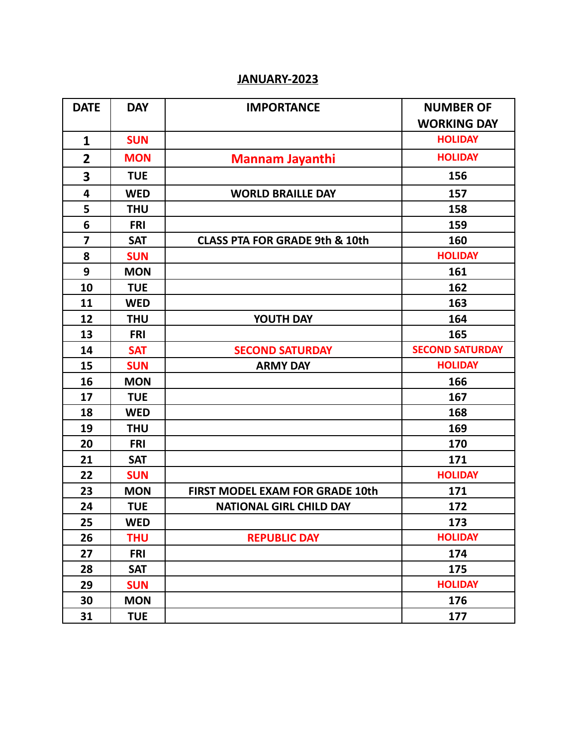# JANUARY-2023

| DATE | DAY | IMPORTANCE | NUMBER OF WORKING DAY |
|---|---|---|---|
| 1 | SUN | | HOLIDAY |
| 2 | MON | Mannam Jayanthi | HOLIDAY |
| 3 | TUE | | 156 |
| 4 | WED | WORLD BRAILLE DAY | 157 |
| 5 | THU | | 158 |
| 6 | FRI | | 159 |
| 7 | SAT | CLASS PTA FOR GRADE 9th & 10th | 160 |
| 8 | SUN | | HOLIDAY |
| 9 | MON | | 161 |
| 10 | TUE | | 162 |
| 11 | WED | | 163 |
| 12 | THU | YOUTH DAY | 164 |
| 13 | FRI | | 165 |
| 14 | SAT | SECOND SATURDAY | SECOND SATURDAY |
| 15 | SUN | ARMY DAY | HOLIDAY |
| 16 | MON | | 166 |
| 17 | TUE | | 167 |
| 18 | WED | | 168 |
| 19 | THU | | 169 |
| 20 | FRI | | 170 |
| 21 | SAT | | 171 |
| 22 | SUN | | HOLIDAY |
| 23 | MON | FIRST MODEL EXAM FOR GRADE 10th | 171 |
| 24 | TUE | NATIONAL GIRL CHILD DAY | 172 |
| 25 | WED | | 173 |
| 26 | THU | REPUBLIC DAY | HOLIDAY |
| 27 | FRI | | 174 |
| 28 | SAT | | 175 |
| 29 | SUN | | HOLIDAY |
| 30 | MON | | 176 |
| 31 | TUE | | 177 |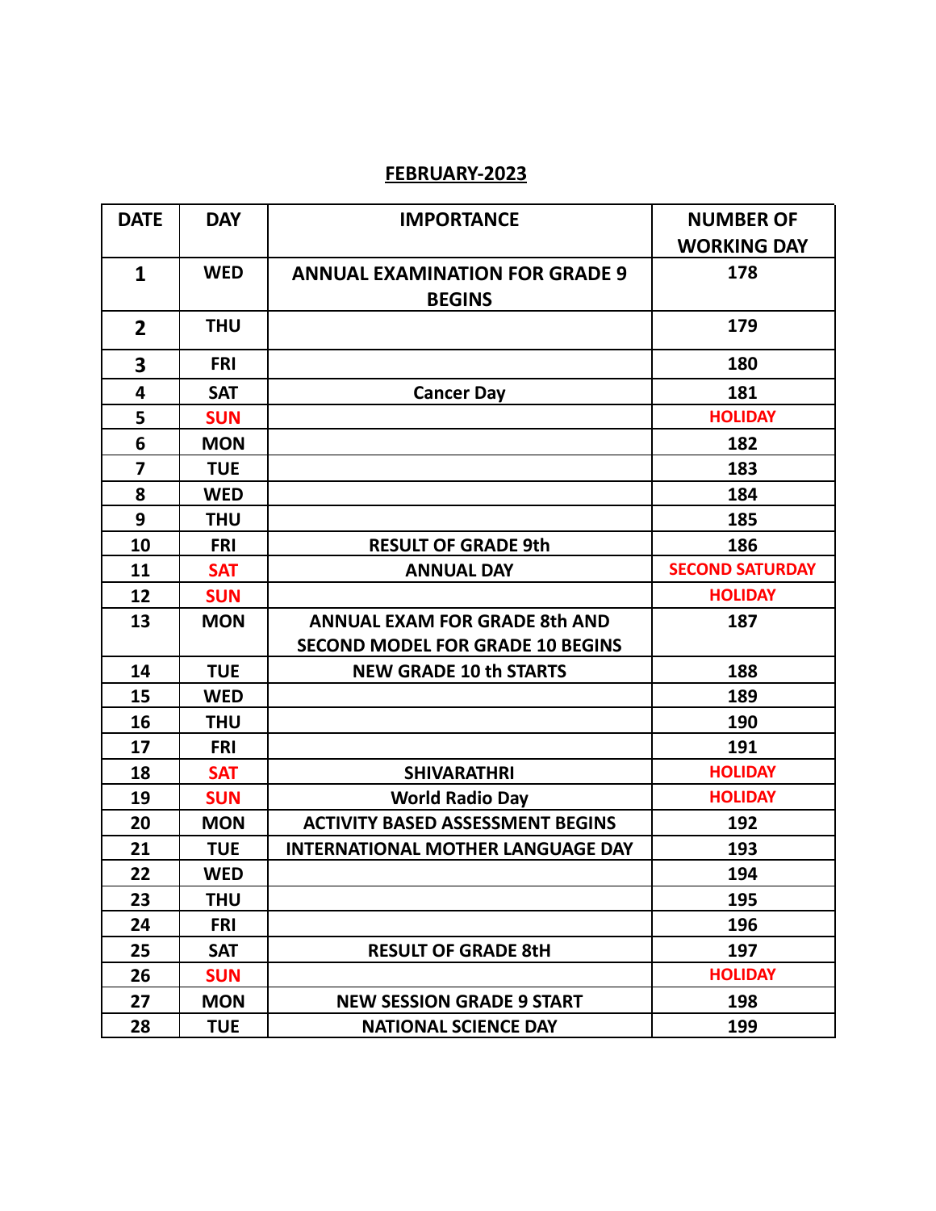# FEBRUARY-2023

| DATE | DAY | IMPORTANCE | NUMBER OF WORKING DAY |
|---|---|---|---|
| 1 | WED | ANNUAL EXAMINATION FOR GRADE 9 BEGINS | 178 |
| 2 | THU | | 179 |
| 3 | FRI | | 180 |
| 4 | SAT | Cancer Day | 181 |
| 5 | SUN | | HOLIDAY |
| 6 | MON | | 182 |
| 7 | TUE | | 183 |
| 8 | WED | | 184 |
| 9 | THU | | 185 |
| 10 | FRI | RESULT OF GRADE 9th | 186 |
| 11 | SAT | ANNUAL DAY | SECOND SATURDAY |
| 12 | SUN | | HOLIDAY |
| 13 | MON | ANNUAL EXAM FOR GRADE 8th AND SECOND MODEL FOR GRADE 10 BEGINS | 187 |
| 14 | TUE | NEW GRADE 10 th STARTS | 188 |
| 15 | WED | | 189 |
| 16 | THU | | 190 |
| 17 | FRI | | 191 |
| 18 | SAT | SHIVARATHRI | HOLIDAY |
| 19 | SUN | World Radio Day | HOLIDAY |
| 20 | MON | ACTIVITY BASED ASSESSMENT BEGINS | 192 |
| 21 | TUE | INTERNATIONAL MOTHER LANGUAGE DAY | 193 |
| 22 | WED | | 194 |
| 23 | THU | | 195 |
| 24 | FRI | | 196 |
| 25 | SAT | RESULT OF GRADE 8tH | 197 |
| 26 | SUN | | HOLIDAY |
| 27 | MON | NEW SESSION GRADE 9 START | 198 |
| 28 | TUE | NATIONAL SCIENCE DAY | 199 |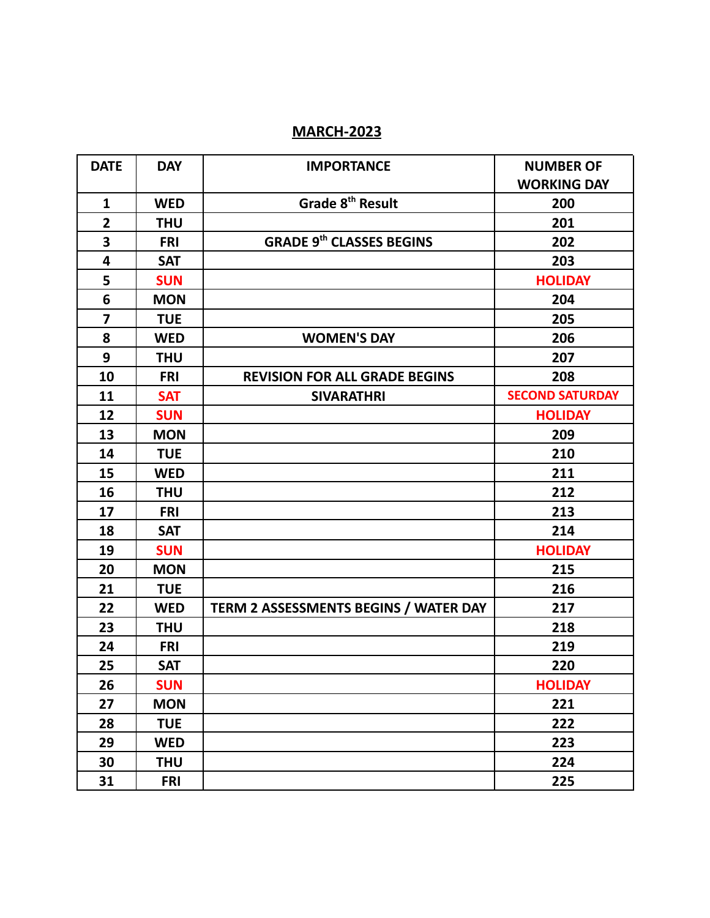## MARCH-2023

| DATE | DAY | IMPORTANCE | NUMBER OF WORKING DAY |
|---|---|---|---|
| 1 | WED | Grade 8$^{th}$ Result | 200 |
| 2 | THU | | 201 |
| 3 | FRI | GRADE 9$^{th}$ CLASSES BEGINS | 202 |
| 4 | SAT | | 203 |
| 5 | SUN | | HOLIDAY |
| 6 | MON | | 204 |
| 7 | TUE | | 205 |
| 8 | WED | WOMEN'S DAY | 206 |
| 9 | THU | | 207 |
| 10 | FRI | REVISION FOR ALL GRADE BEGINS | 208 |
| 11 | SAT | SIVARATHRI | SECOND SATURDAY |
| 12 | SUN | | HOLIDAY |
| 13 | MON | | 209 |
| 14 | TUE | | 210 |
| 15 | WED | | 211 |
| 16 | THU | | 212 |
| 17 | FRI | | 213 |
| 18 | SAT | | 214 |
| 19 | SUN | | HOLIDAY |
| 20 | MON | | 215 |
| 21 | TUE | | 216 |
| 22 | WED | TERM 2 ASSESSMENTS BEGINS / WATER DAY | 217 |
| 23 | THU | | 218 |
| 24 | FRI | | 219 |
| 25 | SAT | | 220 |
| 26 | SUN | | HOLIDAY |
| 27 | MON | | 221 |
| 28 | TUE | | 222 |
| 29 | WED | | 223 |
| 30 | THU | | 224 |
| 31 | FRI | | 225 |